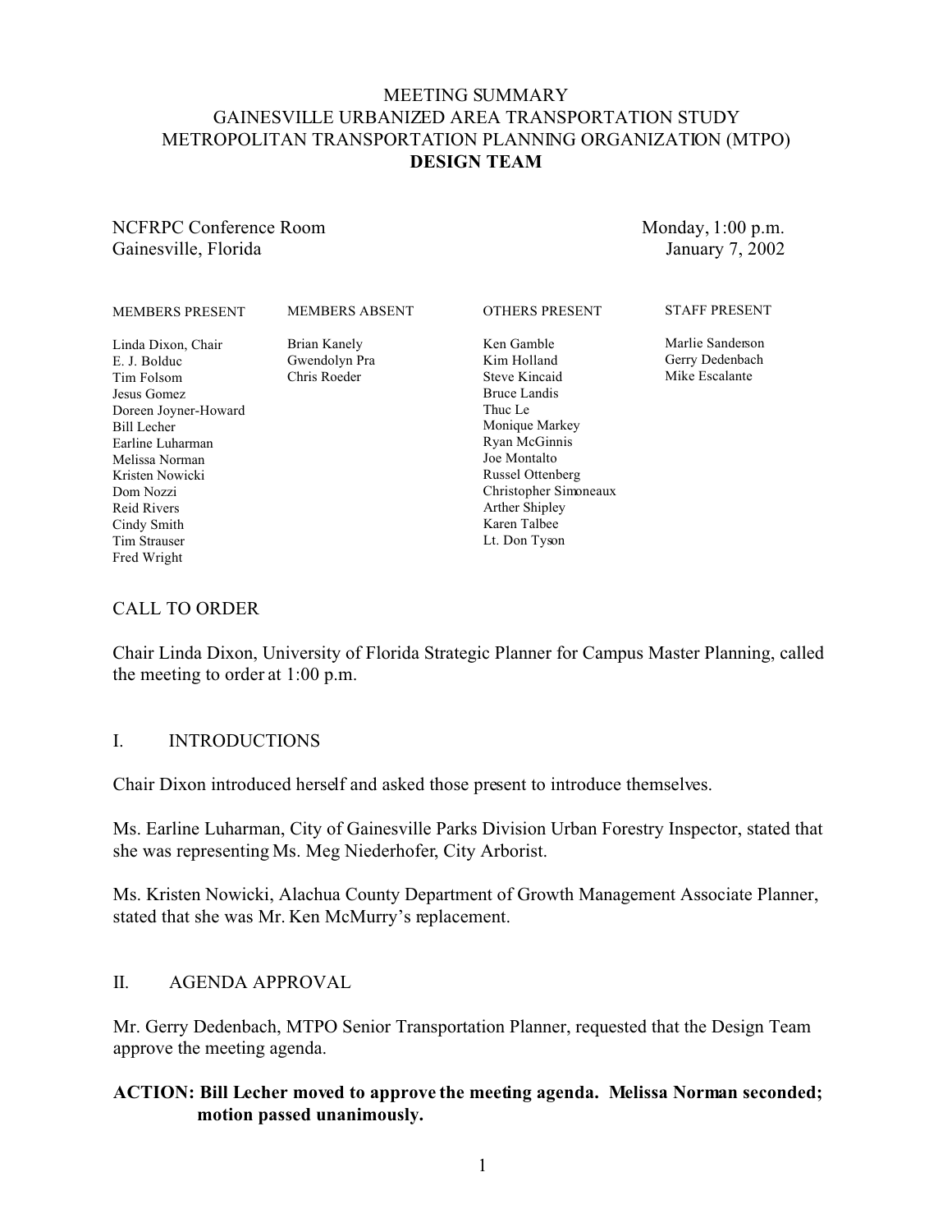# MEETING SUMMARY
# GAINESVILLE URBANIZED AREA TRANSPORTATION STUDY
# METROPOLITAN TRANSPORTATION PLANNING ORGANIZATION (MTPO)
# DESIGN TEAM

NCFRPC Conference Room
Gainesville, Florida

Monday, 1:00 p.m.
January 7, 2002

| MEMBERS PRESENT | MEMBERS ABSENT | OTHERS PRESENT | STAFF PRESENT |
|---|---|---|---|
| Linda Dixon, Chair | Brian Kanely | Ken Gamble | Marlie Sanderson |
| E. J. Bolduc | Gwendolyn Pra | Kim Holland | Gerry Dedenbach |
| Tim Folsom | Chris Roeder | Steve Kincaid | Mike Escalante |
| Jesus Gomez | | Bruce Landis | |
| Doreen Joyner-Howard | | Thuc Le | |
| Bill Lecher | | Monique Markey | |
| Earline Luharman | | Ryan McGinnis | |
| Melissa Norman | | Joe Montalto | |
| Kristen Nowicki | | Russel Ottenberg | |
| Dom Nozzi | | Christopher Simoneaux | |
| Reid Rivers | | Arther Shipley | |
| Cindy Smith | | Karen Talbee | |
| Tim Strauser | | Lt. Don Tyson | |
| Fred Wright | | | |

## CALL TO ORDER

Chair Linda Dixon, University of Florida Strategic Planner for Campus Master Planning, called the meeting to order at 1:00 p.m.

## I. INTRODUCTIONS

Chair Dixon introduced herself and asked those present to introduce themselves.

Ms. Earline Luharman, City of Gainesville Parks Division Urban Forestry Inspector, stated that she was representing Ms. Meg Niederhofer, City Arborist.

Ms. Kristen Nowicki, Alachua County Department of Growth Management Associate Planner, stated that she was Mr. Ken McMurry's replacement.

## II. AGENDA APPROVAL

Mr. Gerry Dedenbach, MTPO Senior Transportation Planner, requested that the Design Team approve the meeting agenda.

**ACTION: Bill Lecher moved to approve the meeting agenda. Melissa Norman seconded; motion passed unanimously.**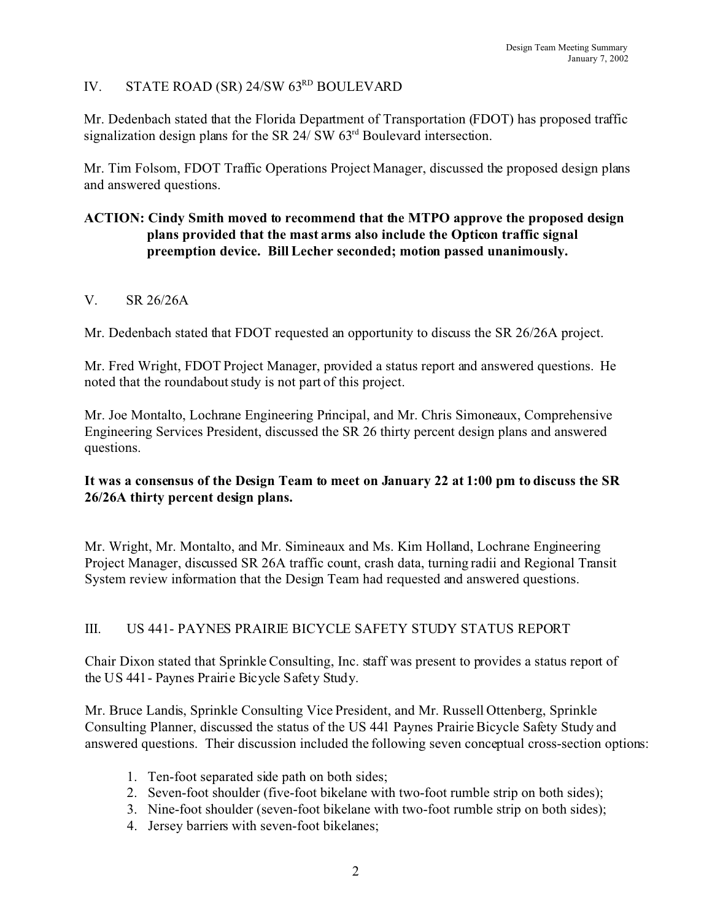## IV. STATE ROAD (SR) 24/SW 63RD BOULEVARD

Mr. Dedenbach stated that the Florida Department of Transportation (FDOT) has proposed traffic signalization design plans for the SR 24/ SW 63rd Boulevard intersection.

Mr. Tim Folsom, FDOT Traffic Operations Project Manager, discussed the proposed design plans and answered questions.

**ACTION: Cindy Smith moved to recommend that the MTPO approve the proposed design plans provided that the mast arms also include the Opticon traffic signal preemption device. Bill Lecher seconded; motion passed unanimously.**

## V. SR 26/26A

Mr. Dedenbach stated that FDOT requested an opportunity to discuss the SR 26/26A project.

Mr. Fred Wright, FDOT Project Manager, provided a status report and answered questions. He noted that the roundabout study is not part of this project.

Mr. Joe Montalto, Lochrane Engineering Principal, and Mr. Chris Simoneaux, Comprehensive Engineering Services President, discussed the SR 26 thirty percent design plans and answered questions.

**It was a consensus of the Design Team to meet on January 22 at 1:00 pm to discuss the SR 26/26A thirty percent design plans.**

Mr. Wright, Mr. Montalto, and Mr. Simineaux and Ms. Kim Holland, Lochrane Engineering Project Manager, discussed SR 26A traffic count, crash data, turning radii and Regional Transit System review information that the Design Team had requested and answered questions.

## III. US 441- PAYNES PRAIRIE BICYCLE SAFETY STUDY STATUS REPORT

Chair Dixon stated that Sprinkle Consulting, Inc. staff was present to provides a status report of the US 441 - Paynes Prairie Bicycle Safety Study.

Mr. Bruce Landis, Sprinkle Consulting Vice President, and Mr. Russell Ottenberg, Sprinkle Consulting Planner, discussed the status of the US 441 Paynes Prairie Bicycle Safety Study and answered questions. Their discussion included the following seven conceptual cross-section options:

1. Ten-foot separated side path on both sides;
2. Seven-foot shoulder (five-foot bikelane with two-foot rumble strip on both sides);
3. Nine-foot shoulder (seven-foot bikelane with two-foot rumble strip on both sides);
4. Jersey barriers with seven-foot bikelanes;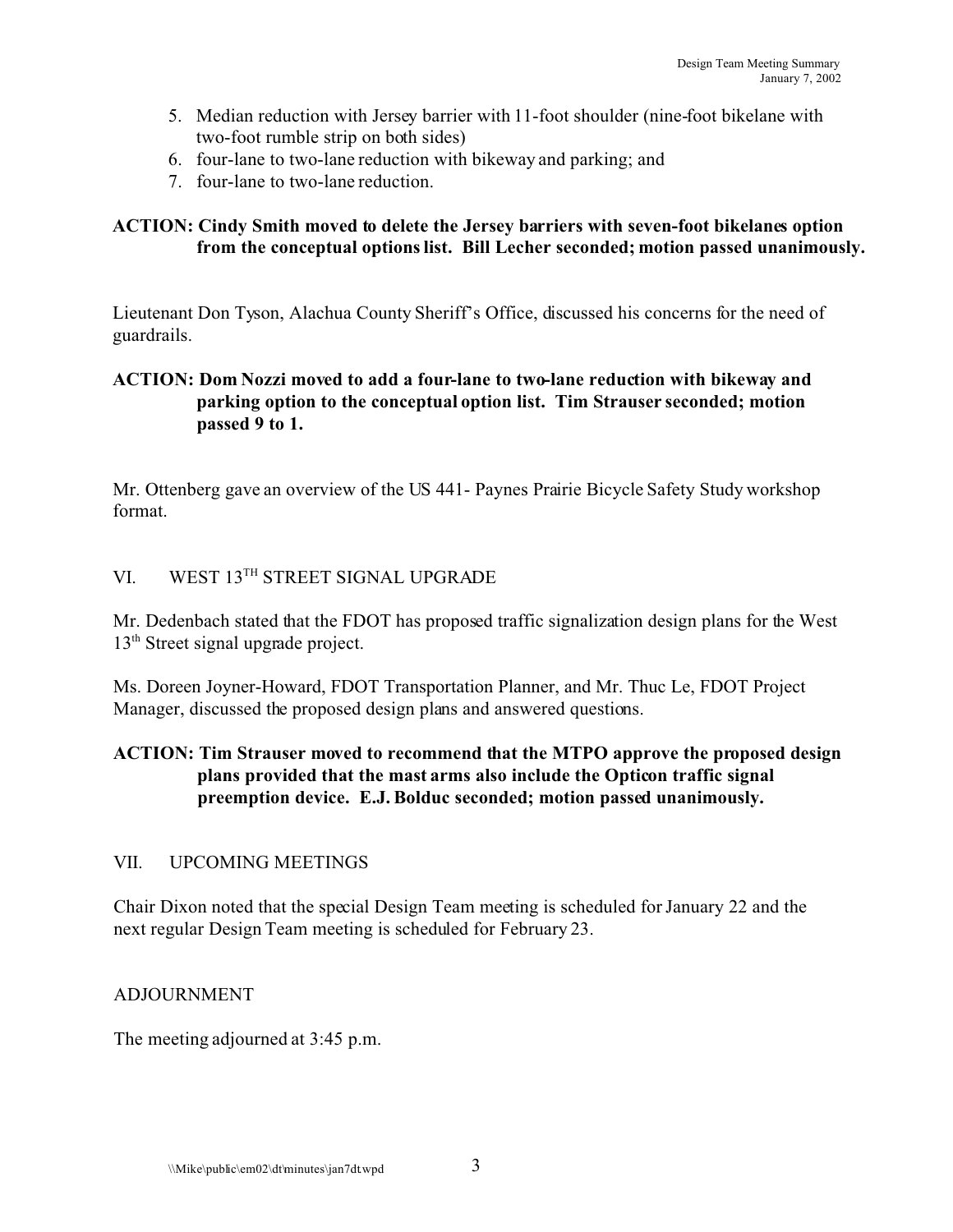5. Median reduction with Jersey barrier with 11-foot shoulder (nine-foot bikelane with two-foot rumble strip on both sides)
6. four-lane to two-lane reduction with bikeway and parking; and
7. four-lane to two-lane reduction.

**ACTION: Cindy Smith moved to delete the Jersey barriers with seven-foot bikelanes option from the conceptual options list. Bill Lecher seconded; motion passed unanimously.**

Lieutenant Don Tyson, Alachua County Sheriff's Office, discussed his concerns for the need of guardrails.

**ACTION: Dom Nozzi moved to add a four-lane to two-lane reduction with bikeway and parking option to the conceptual option list. Tim Strauser seconded; motion passed 9 to 1.**

Mr. Ottenberg gave an overview of the US 441- Paynes Prairie Bicycle Safety Study workshop format.

## VI. WEST 13TH STREET SIGNAL UPGRADE

Mr. Dedenbach stated that the FDOT has proposed traffic signalization design plans for the West 13th Street signal upgrade project.

Ms. Doreen Joyner-Howard, FDOT Transportation Planner, and Mr. Thuc Le, FDOT Project Manager, discussed the proposed design plans and answered questions.

**ACTION: Tim Strauser moved to recommend that the MTPO approve the proposed design plans provided that the mast arms also include the Opticon traffic signal preemption device. E.J. Bolduc seconded; motion passed unanimously.**

## VII. UPCOMING MEETINGS

Chair Dixon noted that the special Design Team meeting is scheduled for January 22 and the next regular Design Team meeting is scheduled for February 23.

## ADJOURNMENT

The meeting adjourned at 3:45 p.m.

\\Mike\public\em02\dt\minutes\jan7dt.wpd